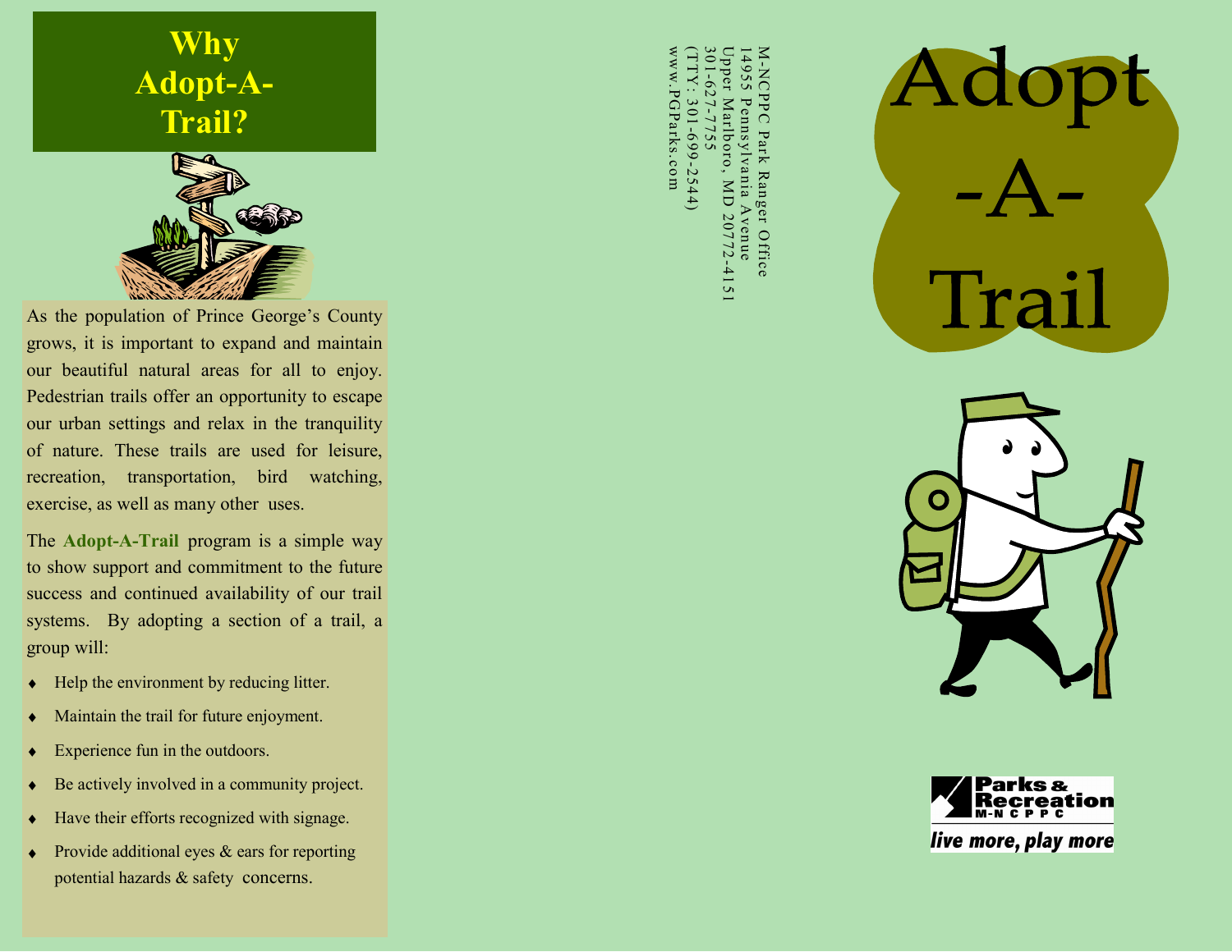# Why Adopt-A-Trail?

As the population of Prince George's County grows, it is important to expand and maintain our beautiful natural areas for all to enjoy. Pedestrian trails offer an opportunity to escape our urban settings and relax in the tranquility of nature. These trails are used for leisure, recreation, transportation, bird watching, exercise, as well as many other uses.

The **Adopt-A-Trail** program is a simple way to show support and commitment to the future success and continued availability of our trail systems. By adopting a section of a trail, a group will:

- Help the environment by reducing litter.
- Maintain the trail for future enjoyment.
- Experience fun in the outdoors.
- Be actively involved in a community project.
- Have their efforts recognized with signage.
- Provide additional eyes & ears for reporting potential hazards & safety concerns.

M-NCPPC Park Ranger Office
14955 Pennsylvania Avenue
Upper Marlboro, MD 20772-4151
301-627-7755
(TTY: 301-699-2544)
www.PGParks.com

# Adopt -A- Trail

Parks & Recreation M-NCPPC

*live more, play more*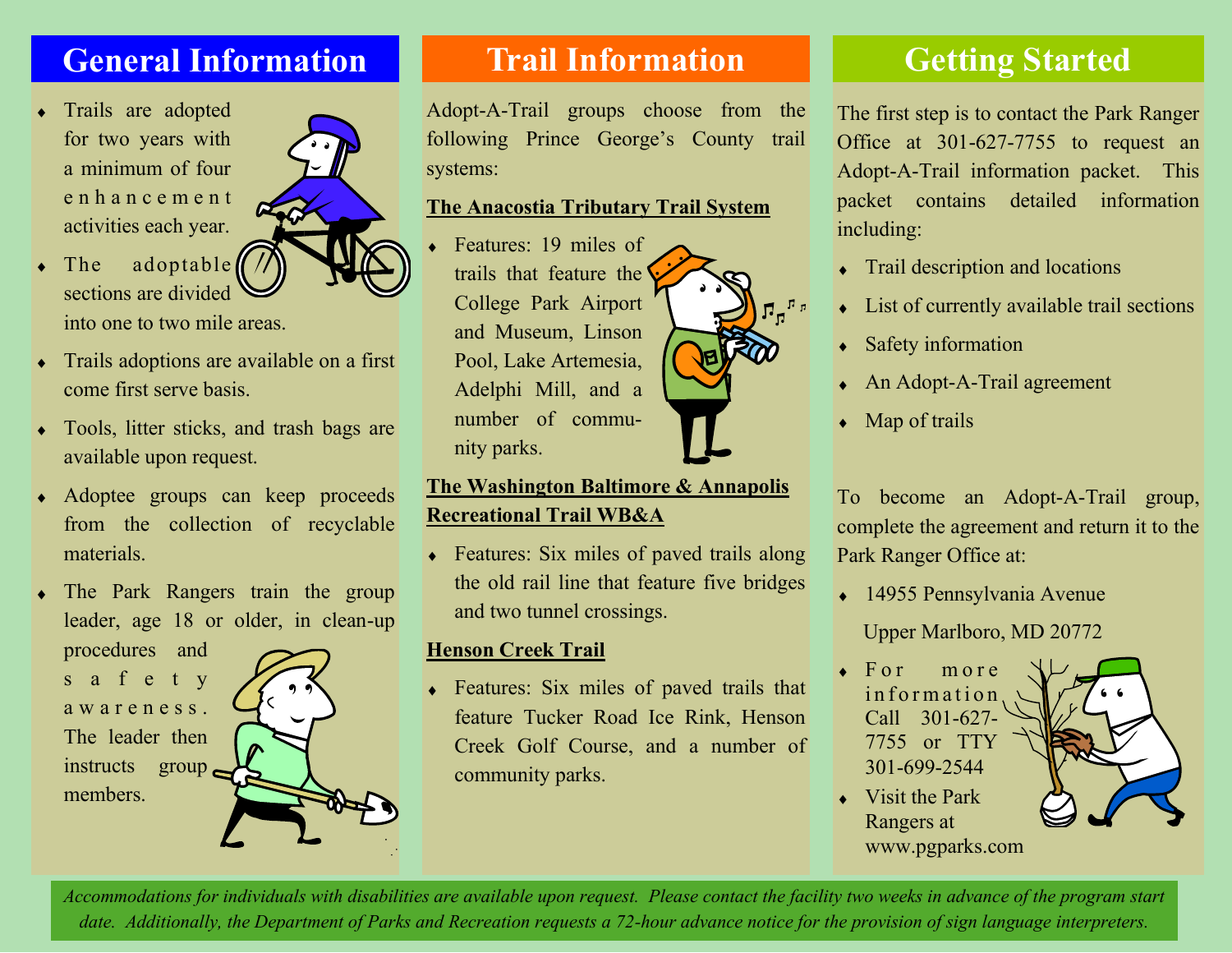## General Information

- Trails are adopted for two years with a minimum of four enhancement activities each year.
- The adoptable sections are divided into one to two mile areas.
- Trails adoptions are available on a first come first serve basis.
- Tools, litter sticks, and trash bags are available upon request.
- Adoptee groups can keep proceeds from the collection of recyclable materials.
- The Park Rangers train the group leader, age 18 or older, in clean-up procedures and safety awareness. The leader then instructs group members.

## Trail Information

Adopt-A-Trail groups choose from the following Prince George's County trail systems:

**The Anacostia Tributary Trail System**

- Features: 19 miles of trails that feature the College Park Airport and Museum, Linson Pool, Lake Artemesia, Adelphi Mill, and a number of community parks.

**The Washington Baltimore & Annapolis Recreational Trail WB&A**

- Features: Six miles of paved trails along the old rail line that feature five bridges and two tunnel crossings.

**Henson Creek Trail**

- Features: Six miles of paved trails that feature Tucker Road Ice Rink, Henson Creek Golf Course, and a number of community parks.

## Getting Started

The first step is to contact the Park Ranger Office at 301-627-7755 to request an Adopt-A-Trail information packet. This packet contains detailed information including:

- Trail description and locations
- List of currently available trail sections
- Safety information
- An Adopt-A-Trail agreement
- Map of trails

To become an Adopt-A-Trail group, complete the agreement and return it to the Park Ranger Office at:

- 14955 Pennsylvania Avenue
  Upper Marlboro, MD 20772
- For more information Call 301-627-7755 or TTY 301-699-2544
- Visit the Park Rangers at www.pgparks.com

*Accommodations for individuals with disabilities are available upon request. Please contact the facility two weeks in advance of the program start date. Additionally, the Department of Parks and Recreation requests a 72-hour advance notice for the provision of sign language interpreters.*